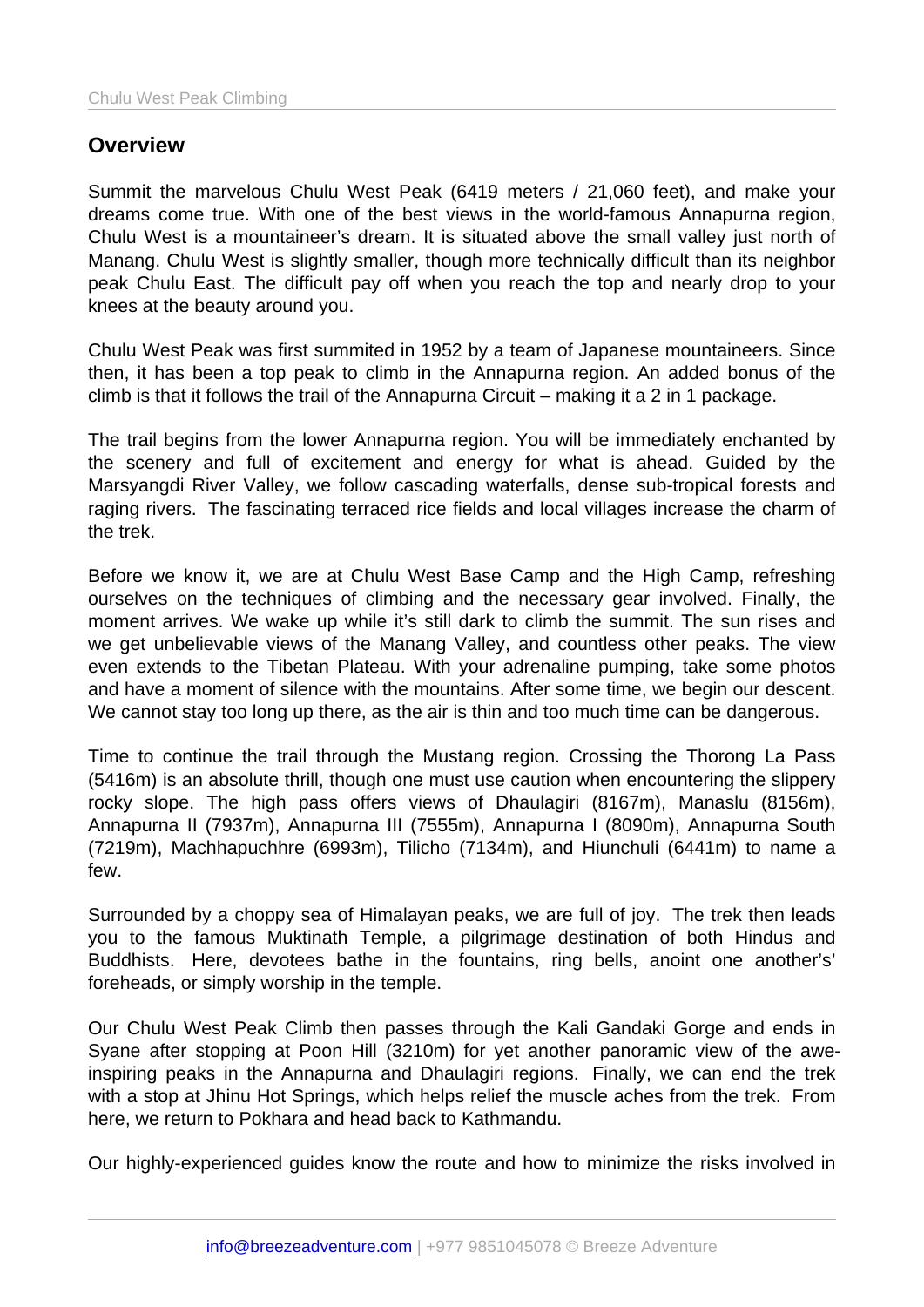## Overview

Summit the marvelous Chulu West Peak (6419 meters / 21,060 feet), and make your dreams come true. With one of the best views in the world-famous Annapurna region, Chulu West is a mountaineer's dream. It is situated above the small valley just north of Manang. Chulu West is slightly smaller, though more technically difficult than its neighbor peak Chulu East. The difficult pay off when you reach the top and nearly drop to your knees at the beauty around you.

Chulu West Peak was first summited in 1952 by a team of Japanese mountaineers. Since then, it has been a top peak to climb in the Annapurna region. An added bonus of the climb is that it follows the trail of the Annapurna Circuit – making it a 2 in 1 package.

The trail begins from the lower Annapurna region. You will be immediately enchanted by the scenery and full of excitement and energy for what is ahead. Guided by the Marsyangdi River Valley, we follow cascading waterfalls, dense sub-tropical forests and raging rivers. The fascinating terraced rice fields and local villages increase the charm of the trek.

Before we know it, we are at Chulu West Base Camp and the High Camp, refreshing ourselves on the techniques of climbing and the necessary gear involved. Finally, the moment arrives. We wake up while it's still dark to climb the summit. The sun rises and we get unbelievable views of the Manang Valley, and countless other peaks. The view even extends to the Tibetan Plateau. With your adrenaline pumping, take some photos and have a moment of silence with the mountains. After some time, we begin our descent. We cannot stay too long up there, as the air is thin and too much time can be dangerous.

Time to continue the trail through the Mustang region. Crossing the Thorong La Pass (5416m) is an absolute thrill, though one must use caution when encountering the slippery rocky slope. The high pass offers views of Dhaulagiri (8167m), Manaslu (8156m), Annapurna II (7937m), Annapurna III (7555m), Annapurna I (8090m), Annapurna South (7219m), Machhapuchhre (6993m), Tilicho (7134m), and Hiunchuli (6441m) to name a few.

Surrounded by a choppy sea of Himalayan peaks, we are full of joy. The trek then leads you to the famous Muktinath Temple, a pilgrimage destination of both Hindus and Buddhists. Here, devotees bathe in the fountains, ring bells, anoint one another's' foreheads, or simply worship in the temple.

Our Chulu West Peak Climb then passes through the Kali Gandaki Gorge and ends in Syane after stopping at Poon Hill (3210m) for yet another panoramic view of the awe-inspiring peaks in the Annapurna and Dhaulagiri regions. Finally, we can end the trek with a stop at Jhinu Hot Springs, which helps relief the muscle aches from the trek. From here, we return to Pokhara and head back to Kathmandu.

Our highly-experienced guides know the route and how to minimize the risks involved in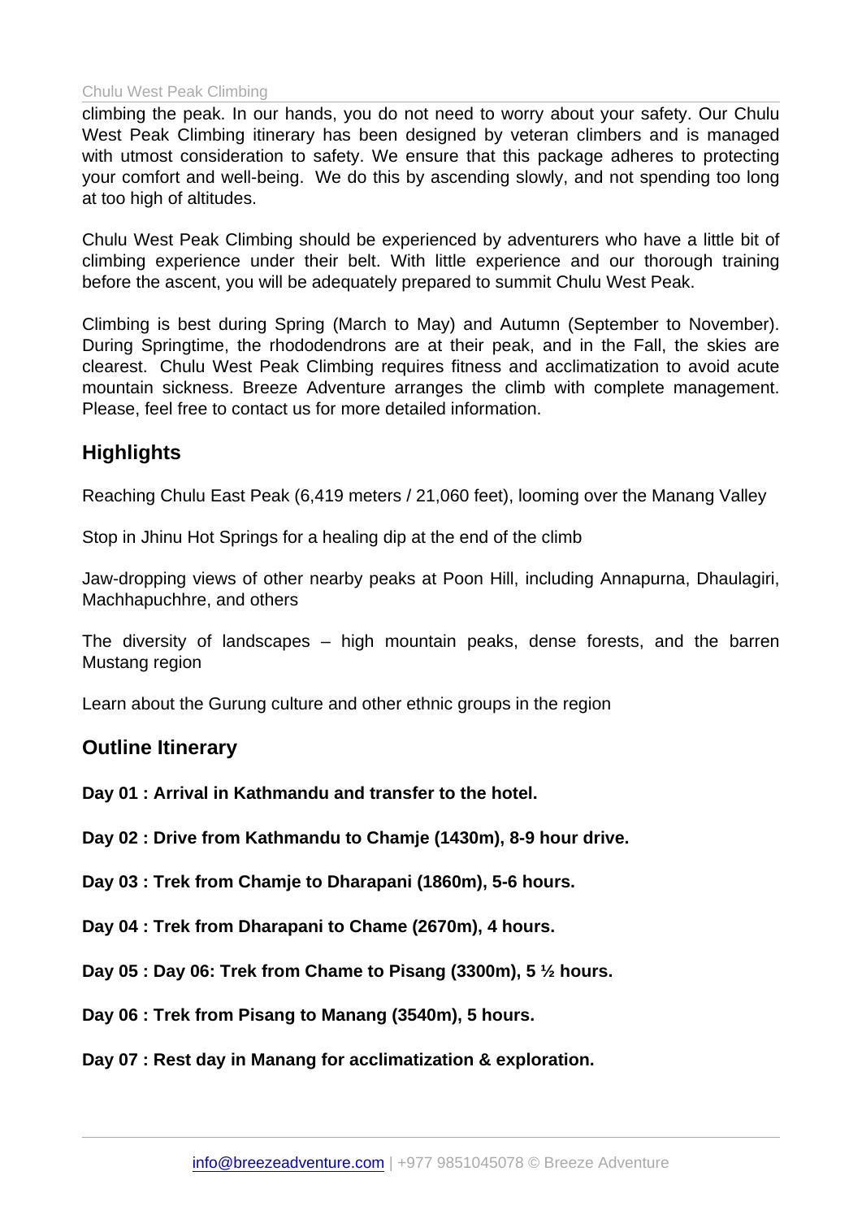climbing the peak. In our hands, you do not need to worry about your safety. Our Chulu West Peak Climbing itinerary has been designed by veteran climbers and is managed with utmost consideration to safety. We ensure that this package adheres to protecting your comfort and well-being. We do this by ascending slowly, and not spending too long at too high of altitudes.

Chulu West Peak Climbing should be experienced by adventurers who have a little bit of climbing experience under their belt. With little experience and our thorough training before the ascent, you will be adequately prepared to summit Chulu West Peak.

Climbing is best during Spring (March to May) and Autumn (September to November). During Springtime, the rhododendrons are at their peak, and in the Fall, the skies are clearest. Chulu West Peak Climbing requires fitness and acclimatization to avoid acute mountain sickness. Breeze Adventure arranges the climb with complete management. Please, feel free to contact us for more detailed information.

## Highlights

Reaching Chulu East Peak (6,419 meters / 21,060 feet), looming over the Manang Valley

Stop in Jhinu Hot Springs for a healing dip at the end of the climb

Jaw-dropping views of other nearby peaks at Poon Hill, including Annapurna, Dhaulagiri, Machhapuchhre, and others

The diversity of landscapes – high mountain peaks, dense forests, and the barren Mustang region

Learn about the Gurung culture and other ethnic groups in the region

## Outline Itinerary

**Day 01 : Arrival in Kathmandu and transfer to the hotel.**

**Day 02 : Drive from Kathmandu to Chamje (1430m), 8-9 hour drive.**

**Day 03 : Trek from Chamje to Dharapani (1860m), 5-6 hours.**

**Day 04 : Trek from Dharapani to Chame (2670m), 4 hours.**

**Day 05 : Day 06: Trek from Chame to Pisang (3300m), 5 ½ hours.**

**Day 06 : Trek from Pisang to Manang (3540m), 5 hours.**

**Day 07 : Rest day in Manang for acclimatization & exploration.**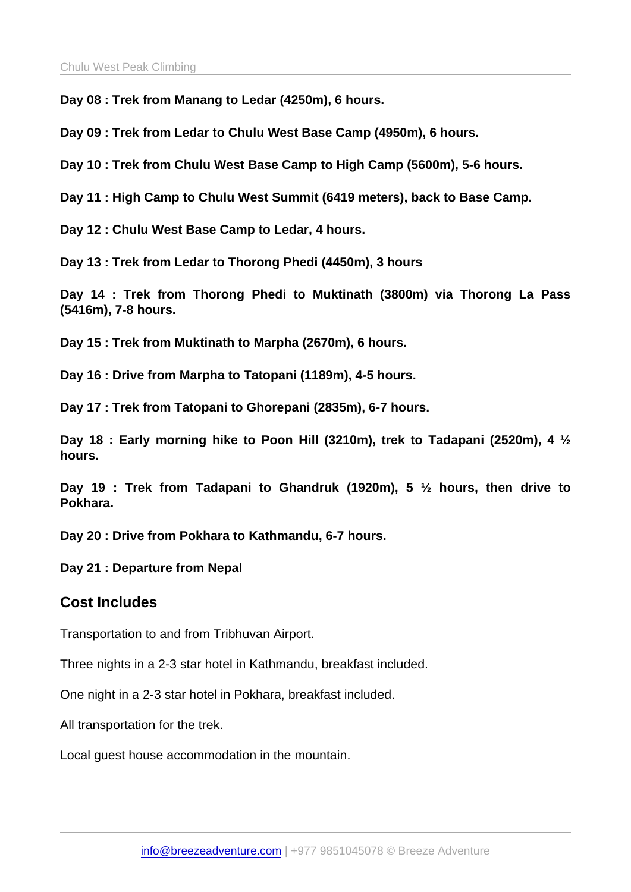**Day 08 : Trek from Manang to Ledar (4250m), 6 hours.**

**Day 09 : Trek from Ledar to Chulu West Base Camp (4950m), 6 hours.**

**Day 10 : Trek from Chulu West Base Camp to High Camp (5600m), 5-6 hours.**

**Day 11 : High Camp to Chulu West Summit (6419 meters), back to Base Camp.**

**Day 12 : Chulu West Base Camp to Ledar, 4 hours.**

**Day 13 : Trek from Ledar to Thorong Phedi (4450m), 3 hours**

**Day 14 : Trek from Thorong Phedi to Muktinath (3800m) via Thorong La Pass (5416m), 7-8 hours.**

**Day 15 : Trek from Muktinath to Marpha (2670m), 6 hours.**

**Day 16 : Drive from Marpha to Tatopani (1189m), 4-5 hours.**

**Day 17 : Trek from Tatopani to Ghorepani (2835m), 6-7 hours.**

**Day 18 : Early morning hike to Poon Hill (3210m), trek to Tadapani (2520m), 4 ½ hours.**

**Day 19 : Trek from Tadapani to Ghandruk (1920m), 5 ½ hours, then drive to Pokhara.**

**Day 20 : Drive from Pokhara to Kathmandu, 6-7 hours.**

**Day 21 : Departure from Nepal**

## Cost Includes

Transportation to and from Tribhuvan Airport.

Three nights in a 2-3 star hotel in Kathmandu, breakfast included.

One night in a 2-3 star hotel in Pokhara, breakfast included.

All transportation for the trek.

Local guest house accommodation in the mountain.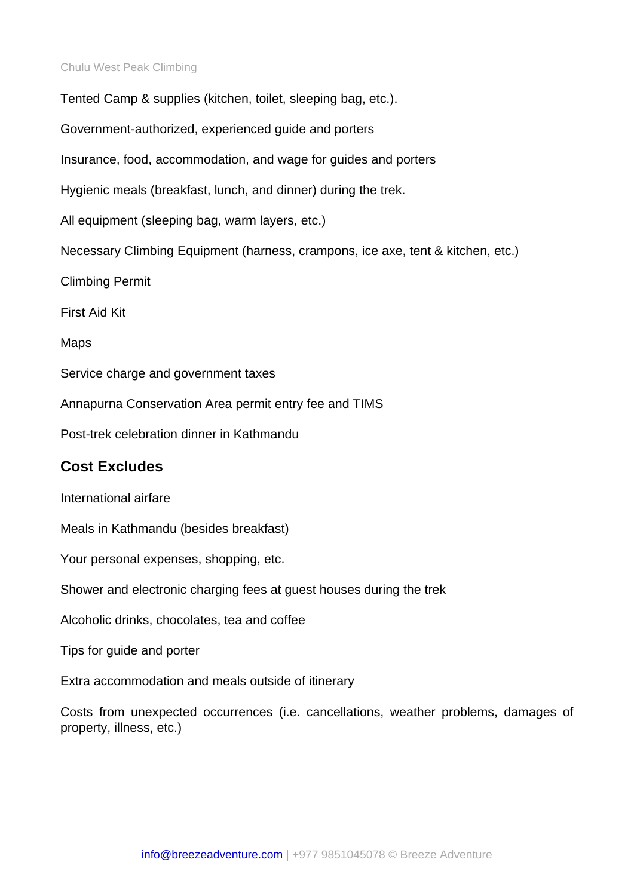Tented Camp & supplies (kitchen, toilet, sleeping bag, etc.).

Government-authorized, experienced guide and porters

Insurance, food, accommodation, and wage for guides and porters

Hygienic meals (breakfast, lunch, and dinner) during the trek.

All equipment (sleeping bag, warm layers, etc.)

Necessary Climbing Equipment (harness, crampons, ice axe, tent & kitchen, etc.)

Climbing Permit

First Aid Kit

Maps

Service charge and government taxes

Annapurna Conservation Area permit entry fee and TIMS

Post-trek celebration dinner in Kathmandu

## Cost Excludes

International airfare

Meals in Kathmandu (besides breakfast)

Your personal expenses, shopping, etc.

Shower and electronic charging fees at guest houses during the trek

Alcoholic drinks, chocolates, tea and coffee

Tips for guide and porter

Extra accommodation and meals outside of itinerary

Costs from unexpected occurrences (i.e. cancellations, weather problems, damages of property, illness, etc.)